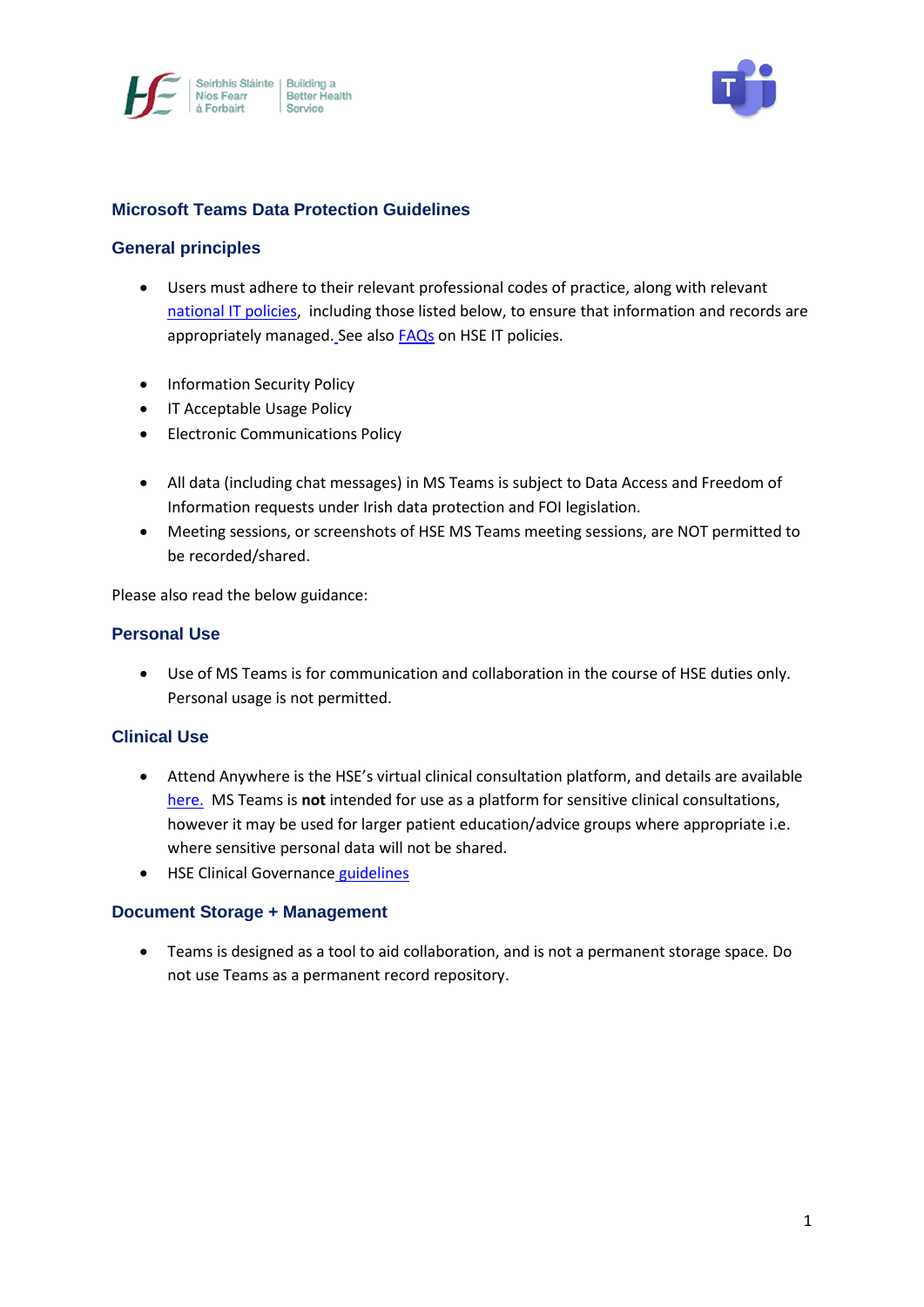# Microsoft Teams Data Protection Guidelines

## General principles

- Users must adhere to their relevant professional codes of practice, along with relevant national IT policies, including those listed below, to ensure that information and records are appropriately managed. See also FAQs on HSE IT policies.

- Information Security Policy
- IT Acceptable Usage Policy
- Electronic Communications Policy

- All data (including chat messages) in MS Teams is subject to Data Access and Freedom of Information requests under Irish data protection and FOI legislation.
- Meeting sessions, or screenshots of HSE MS Teams meeting sessions, are NOT permitted to be recorded/shared.

Please also read the below guidance:

## Personal Use

- Use of MS Teams is for communication and collaboration in the course of HSE duties only. Personal usage is not permitted.

## Clinical Use

- Attend Anywhere is the HSE's virtual clinical consultation platform, and details are available here. MS Teams is **not** intended for use as a platform for sensitive clinical consultations, however it may be used for larger patient education/advice groups where appropriate i.e. where sensitive personal data will not be shared.
- HSE Clinical Governance guidelines

## Document Storage + Management

- Teams is designed as a tool to aid collaboration, and is not a permanent storage space. Do not use Teams as a permanent record repository.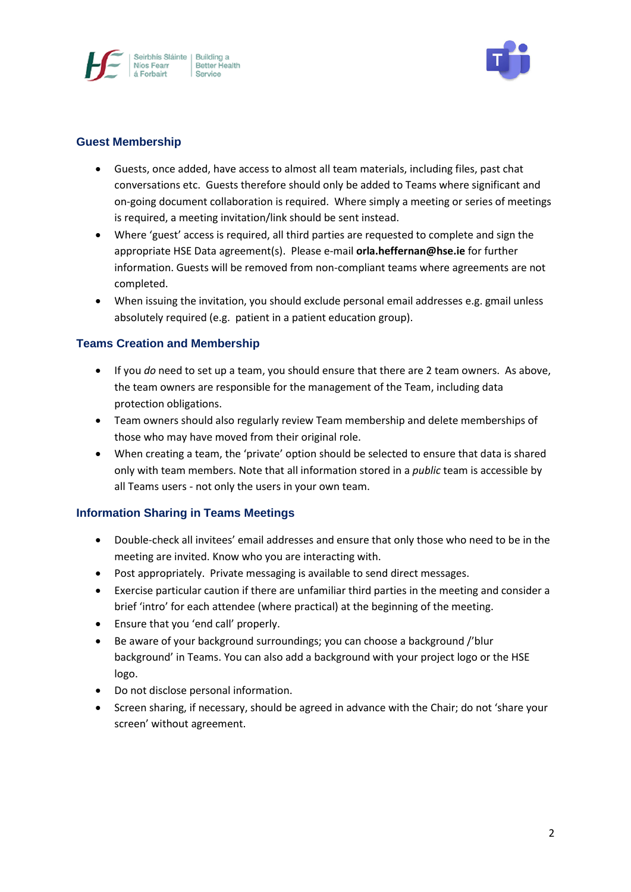## Guest Membership

- Guests, once added, have access to almost all team materials, including files, past chat conversations etc. Guests therefore should only be added to Teams where significant and on-going document collaboration is required. Where simply a meeting or series of meetings is required, a meeting invitation/link should be sent instead.
- Where 'guest' access is required, all third parties are requested to complete and sign the appropriate HSE Data agreement(s). Please e-mail **orla.heffernan@hse.ie** for further information. Guests will be removed from non-compliant teams where agreements are not completed.
- When issuing the invitation, you should exclude personal email addresses e.g. gmail unless absolutely required (e.g. patient in a patient education group).

## Teams Creation and Membership

- If you *do* need to set up a team, you should ensure that there are 2 team owners. As above, the team owners are responsible for the management of the Team, including data protection obligations.
- Team owners should also regularly review Team membership and delete memberships of those who may have moved from their original role.
- When creating a team, the 'private' option should be selected to ensure that data is shared only with team members. Note that all information stored in a *public* team is accessible by all Teams users - not only the users in your own team.

## Information Sharing in Teams Meetings

- Double-check all invitees' email addresses and ensure that only those who need to be in the meeting are invited. Know who you are interacting with.
- Post appropriately. Private messaging is available to send direct messages.
- Exercise particular caution if there are unfamiliar third parties in the meeting and consider a brief 'intro' for each attendee (where practical) at the beginning of the meeting.
- Ensure that you 'end call' properly.
- Be aware of your background surroundings; you can choose a background /'blur background' in Teams. You can also add a background with your project logo or the HSE logo.
- Do not disclose personal information.
- Screen sharing, if necessary, should be agreed in advance with the Chair; do not 'share your screen' without agreement.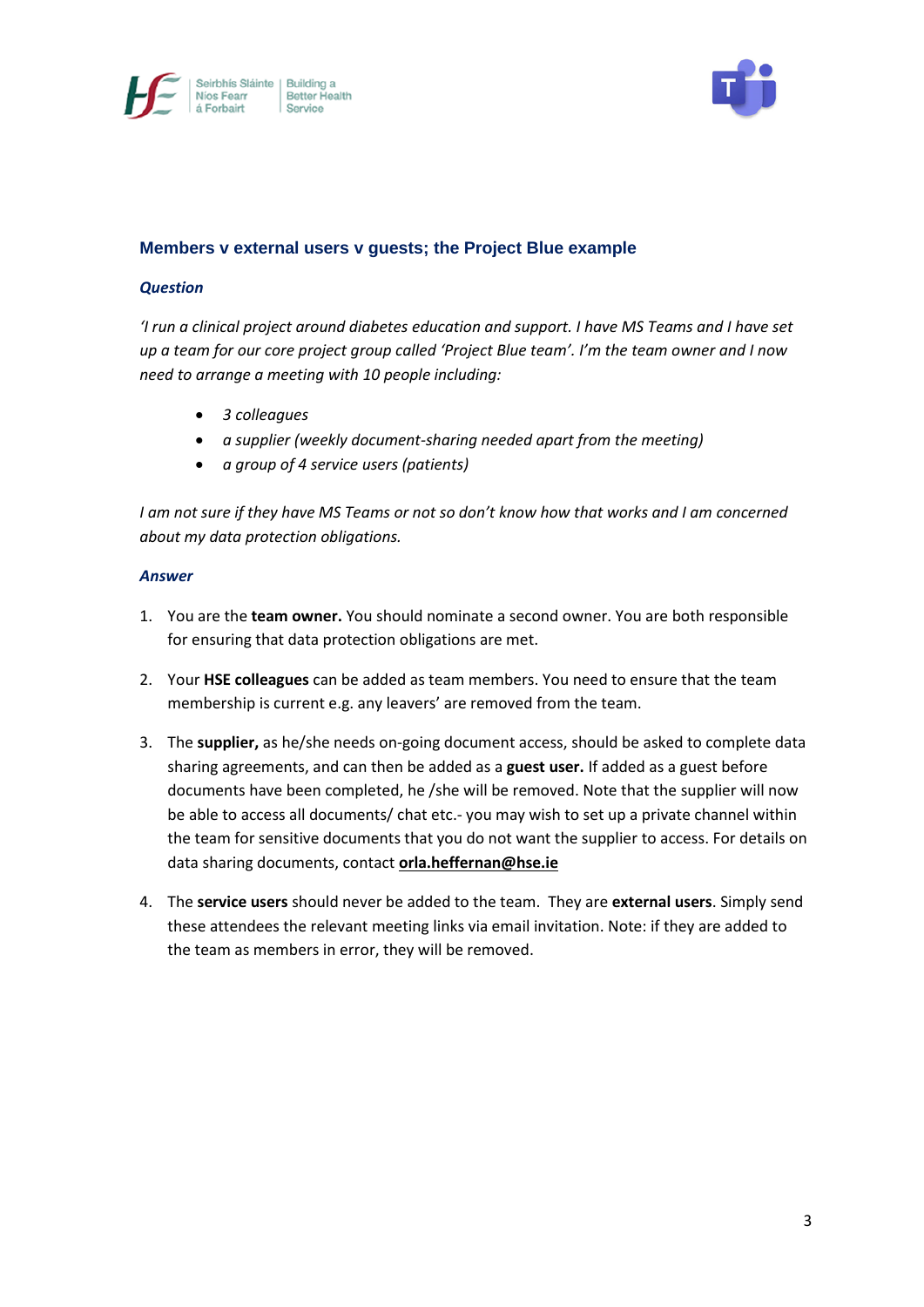## Members v external users v guests; the Project Blue example

### *Question*

*'I run a clinical project around diabetes education and support. I have MS Teams and I have set up a team for our core project group called 'Project Blue team'. I'm the team owner and I now need to arrange a meeting with 10 people including:*

- *3 colleagues*
- *a supplier (weekly document-sharing needed apart from the meeting)*
- *a group of 4 service users (patients)*

*I am not sure if they have MS Teams or not so don't know how that works and I am concerned about my data protection obligations.*

### *Answer*

1. You are the **team owner.** You should nominate a second owner. You are both responsible for ensuring that data protection obligations are met.

2. Your **HSE colleagues** can be added as team members. You need to ensure that the team membership is current e.g. any leavers' are removed from the team.

3. The **supplier,** as he/she needs on-going document access, should be asked to complete data sharing agreements, and can then be added as a **guest user.** If added as a guest before documents have been completed, he /she will be removed. Note that the supplier will now be able to access all documents/ chat etc.- you may wish to set up a private channel within the team for sensitive documents that you do not want the supplier to access. For details on data sharing documents, contact **orla.heffernan@hse.ie**

4. The **service users** should never be added to the team. They are **external users**. Simply send these attendees the relevant meeting links via email invitation. Note: if they are added to the team as members in error, they will be removed.